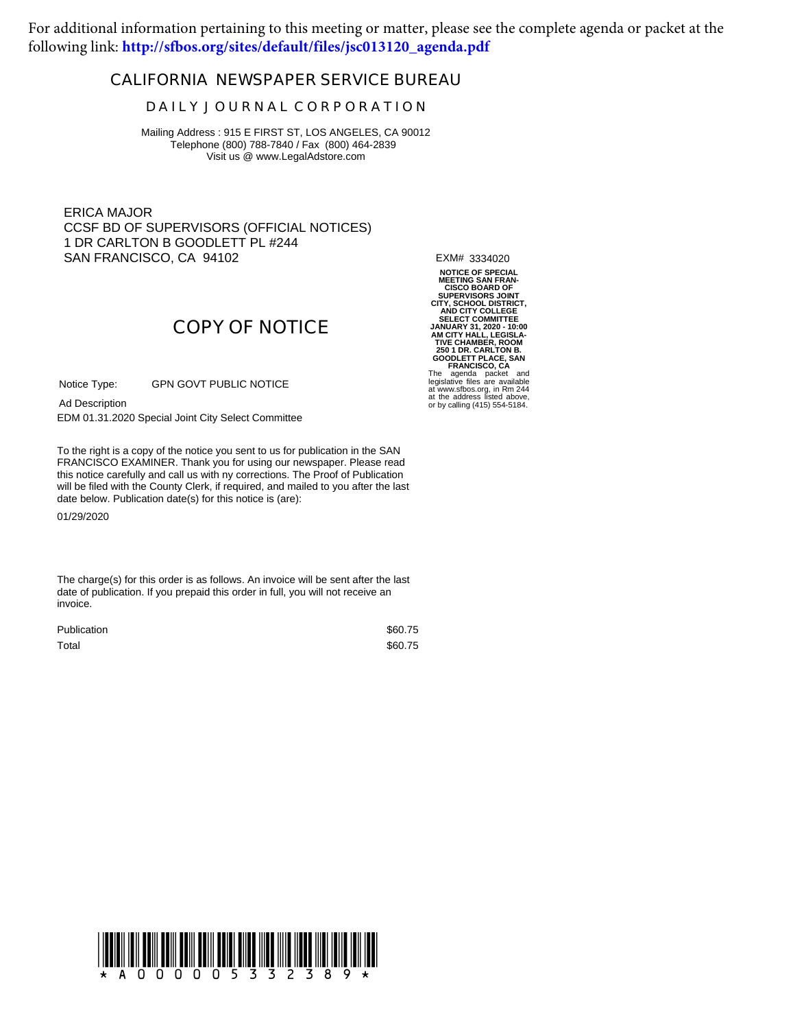For additional information pertaining to this meeting or matter, please see the complete agenda or packet at the following link: **http://sfbos.org/sites/default/files/jsc013120_agenda.pdf**

# CALIFORNIA NEWSPAPER SERVICE BUREAU

## DAILY JOURNAL CORPORATION

Mailing Address : 915 E FIRST ST, LOS ANGELES, CA 90012
Telephone (800) 788-7840 / Fax (800) 464-2839
Visit us @ www.LegalAdstore.com

ERICA MAJOR
CCSF BD OF SUPERVISORS (OFFICIAL NOTICES)
1 DR CARLTON B GOODLETT PL #244
SAN FRANCISCO, CA 94102

EXM# 3334020

**NOTICE OF SPECIAL MEETING SAN FRANCISCO BOARD OF SUPERVISORS JOINT CITY, SCHOOL DISTRICT, AND CITY COLLEGE SELECT COMMITTEE JANUARY 31, 2020 - 10:00 AM CITY HALL, LEGISLATIVE CHAMBER, ROOM 250 1 DR. CARLTON B. GOODLETT PLACE, SAN FRANCISCO, CA**

The agenda packet and legislative files are available at www.sfbos.org, in Rm 244 at the address listed above, or by calling (415) 554-5184.

## COPY OF NOTICE

Notice Type: GPN GOVT PUBLIC NOTICE

Ad Description

EDM 01.31.2020 Special Joint City Select Committee

To the right is a copy of the notice you sent to us for publication in the SAN FRANCISCO EXAMINER. Thank you for using our newspaper. Please read this notice carefully and call us with ny corrections. The Proof of Publication will be filed with the County Clerk, if required, and mailed to you after the last date below. Publication date(s) for this notice is (are):

01/29/2020

The charge(s) for this order is as follows. An invoice will be sent after the last date of publication. If you prepaid this order in full, you will not receive an invoice.

| | |
|---|---|
| Publication | $60.75 |
| Total | $60.75 |

\* A 0 0 0 0 0 5 3 3 2 3 8 9 \*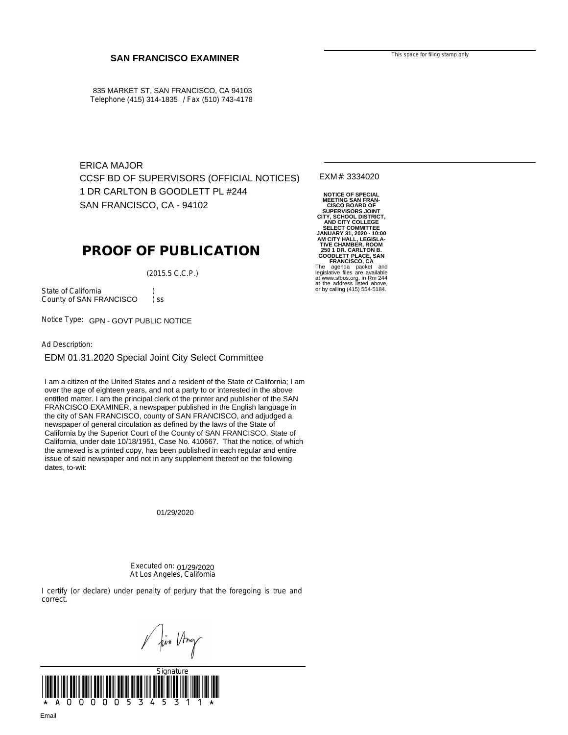**SAN FRANCISCO EXAMINER**

835 MARKET ST, SAN FRANCISCO, CA 94103
Telephone (415) 314-1835 / Fax (510) 743-4178

This space for filing stamp only

ERICA MAJOR
CCSF BD OF SUPERVISORS (OFFICIAL NOTICES)
1 DR CARLTON B GOODLETT PL #244
SAN FRANCISCO, CA - 94102

EXM#: 3334020

# PROOF OF PUBLICATION

(2015.5 C.C.P.)

State of California )
County of SAN FRANCISCO ) ss

Notice Type: GPN - GOVT PUBLIC NOTICE

Ad Description:

EDM 01.31.2020 Special Joint City Select Committee

I am a citizen of the United States and a resident of the State of California; I am over the age of eighteen years, and not a party to or interested in the above entitled matter. I am the principal clerk of the printer and publisher of the SAN FRANCISCO EXAMINER, a newspaper published in the English language in the city of SAN FRANCISCO, county of SAN FRANCISCO, and adjudged a newspaper of general circulation as defined by the laws of the State of California by the Superior Court of the County of SAN FRANCISCO, State of California, under date 10/18/1951, Case No. 410667. That the notice, of which the annexed is a printed copy, has been published in each regular and entire issue of said newspaper and not in any supplement thereof on the following dates, to-wit:

01/29/2020

Executed on: 01/29/2020
At Los Angeles, California

I certify (or declare) under penalty of perjury that the foregoing is true and correct.

Signature

*A000005345311*

Email

**NOTICE OF SPECIAL MEETING SAN FRANCISCO BOARD OF SUPERVISORS JOINT CITY, SCHOOL DISTRICT, AND CITY COLLEGE SELECT COMMITTEE JANUARY 31, 2020 - 10:00 AM CITY HALL, LEGISLATIVE CHAMBER, ROOM 250 1 DR. CARLTON B. GOODLETT PLACE, SAN FRANCISCO, CA**

The agenda packet and legislative files are available at www.sfbos.org, in Rm 244 at the address listed above, or by calling (415) 554-5184.